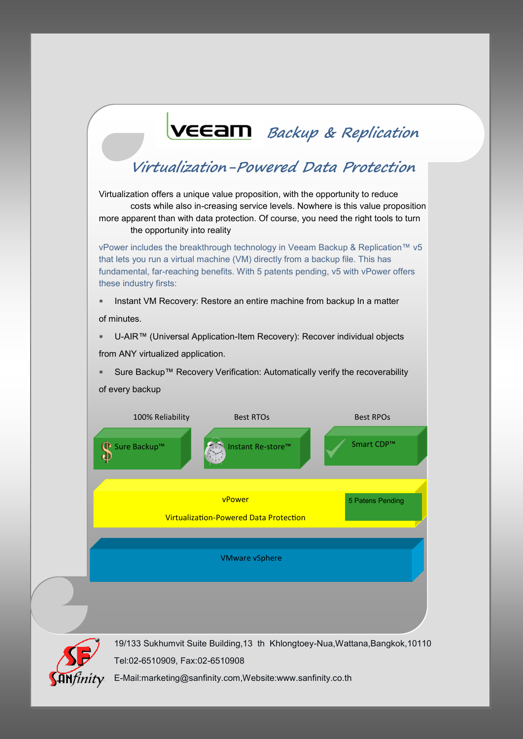# veeam Backup & Replication

## Virtualization-Powered Data Protection

Virtualization offers a unique value proposition, with the opportunity to reduce costs while also in-creasing service levels. Nowhere is this value proposition more apparent than with data protection. Of course, you need the right tools to turn the opportunity into reality

vPower includes the breakthrough technology in Veeam Backup & Replication™ v5 that lets you run a virtual machine (VM) directly from a backup file. This has fundamental, far-reaching benefits. With 5 patents pending, v5 with vPower offers these industry firsts:

- Instant VM Recovery: Restore an entire machine from backup In a matter of minutes.
- U-AIR™ (Universal Application-Item Recovery): Recover individual objects from ANY virtualized application.
- Sure Backup™ Recovery Verification: Automatically verify the recoverability of every backup

100% Reliability — Sure Backup™

Best RTOs — Instant Re-store™

Best RPOs — Smart CDP™

vPower

Virtualization-Powered Data Protection

5 Patens Pending

VMware vSphere

19/133 Sukhumvit Suite Building,13 th Khlongtoey-Nua,Wattana,Bangkok,10110

Tel:02-6510909, Fax:02-6510908

E-Mail:marketing@sanfinity.com,Website:www.sanfinity.co.th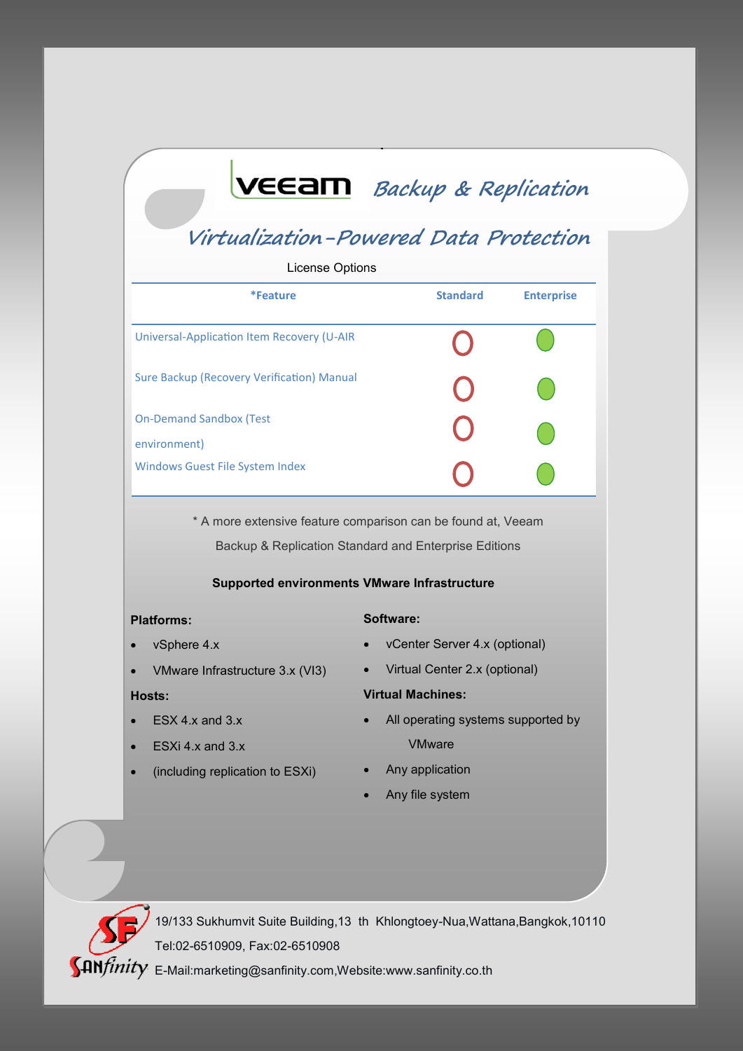# Veeam Backup & Replication

## Virtualization-Powered Data Protection

License Options

| *Feature | Standard | Enterprise |
|---|---|---|
| Universal-Application Item Recovery (U-AIR | ○ | ● |
| Sure Backup (Recovery Verification) Manual | ○ | ● |
| On-Demand Sandbox (Test environment) | ○ | ● |
| Windows Guest File System Index | ○ | ● |

* A more extensive feature comparison can be found at, Veeam Backup & Replication Standard and Enterprise Editions

**Supported environments VMware Infrastructure**

**Platforms:**

- vSphere 4.x
- VMware Infrastructure 3.x (VI3)

**Hosts:**

- ESX 4.x and 3.x
- ESXi 4.x and 3.x
- (including replication to ESXi)

**Software:**

- vCenter Server 4.x (optional)
- Virtual Center 2.x (optional)

**Virtual Machines:**

- All operating systems supported by VMware
- Any application
- Any file system

SANfinity

19/133 Sukhumvit Suite Building,13 th Khlongtoey-Nua,Wattana,Bangkok,10110

Tel:02-6510909, Fax:02-6510908

E-Mail:marketing@sanfinity.com,Website:www.sanfinity.co.th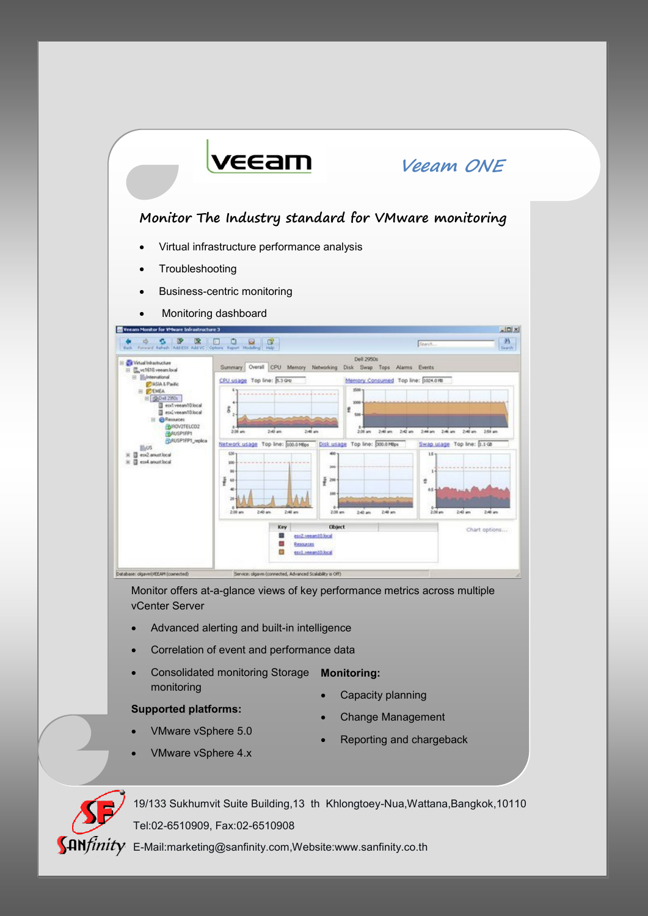veeam

# Veeam ONE

## Monitor The Industry standard for VMware monitoring

- Virtual infrastructure performance analysis
- Troubleshooting
- Business-centric monitoring
- Monitoring dashboard

Monitor offers at-a-glance views of key performance metrics across multiple vCenter Server

- Advanced alerting and built-in intelligence
- Correlation of event and performance data
- Consolidated monitoring Storage monitoring

**Supported platforms:**

- VMware vSphere 5.0
- VMware vSphere 4.x

**Monitoring:**

- Capacity planning
- Change Management
- Reporting and chargeback

SANfinity

19/133 Sukhumvit Suite Building,13 th Khlongtoey-Nua,Wattana,Bangkok,10110

Tel:02-6510909, Fax:02-6510908

E-Mail:marketing@sanfinity.com,Website:www.sanfinity.co.th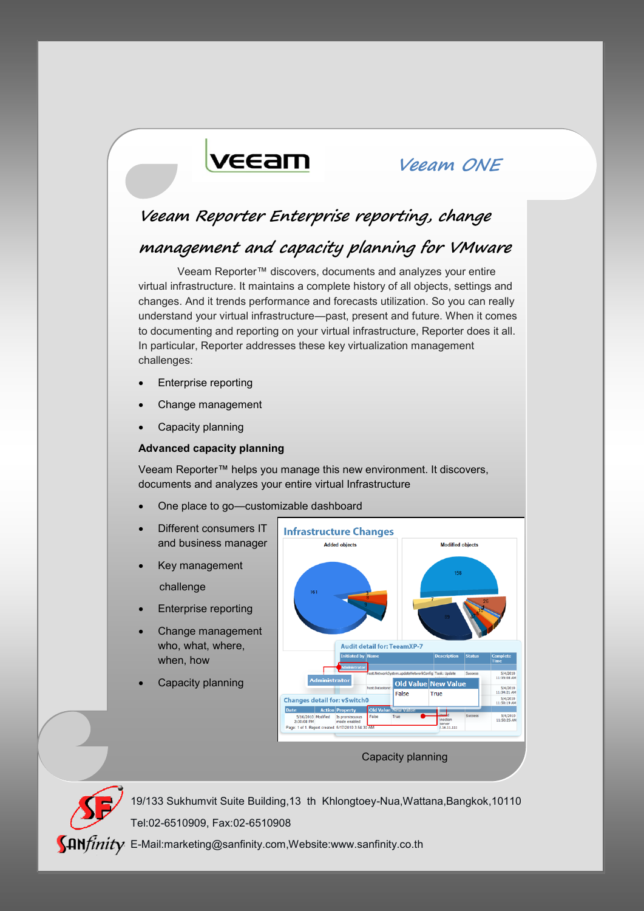veeam

*Veeam ONE*

# *Veeam Reporter Enterprise reporting, change management and capacity planning for VMware*

Veeam Reporter™ discovers, documents and analyzes your entire virtual infrastructure. It maintains a complete history of all objects, settings and changes. And it trends performance and forecasts utilization. So you can really understand your virtual infrastructure—past, present and future. When it comes to documenting and reporting on your virtual infrastructure, Reporter does it all. In particular, Reporter addresses these key virtualization management challenges:

- Enterprise reporting
- Change management
- Capacity planning

**Advanced capacity planning**

Veeam Reporter™ helps you manage this new environment. It discovers, documents and analyzes your entire virtual Infrastructure

- One place to go—customizable dashboard
- Different consumers IT and business manager
- Key management challenge
- Enterprise reporting
- Change management who, what, where, when, how
- Capacity planning

Capacity planning

19/133 Sukhumvit Suite Building,13 th Khlongtoey-Nua,Wattana,Bangkok,10110

Tel:02-6510909, Fax:02-6510908

E-Mail:marketing@sanfinity.com,Website:www.sanfinity.co.th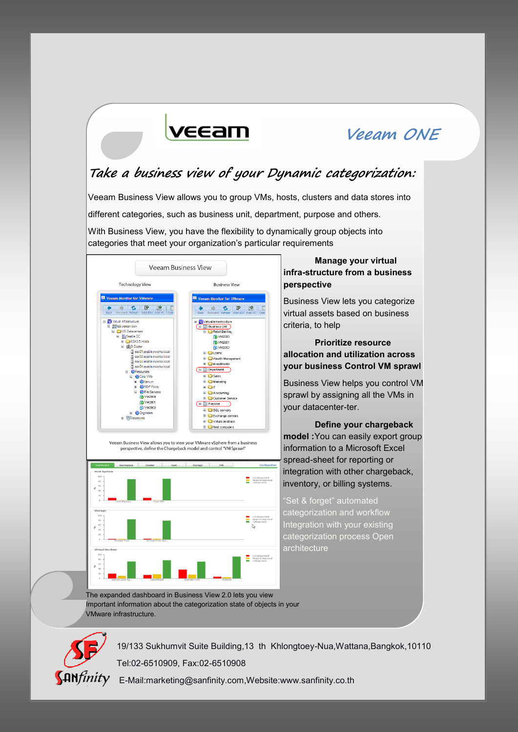veeam

# Veeam ONE

## Take a business view of your Dynamic categorization:

Veeam Business View allows you to group VMs, hosts, clusters and data stores into different categories, such as business unit, department, purpose and others.

With Business View, you have the flexibility to dynamically group objects into categories that meet your organization's particular requirements

Veeam Business View allows you to view your VMware vSphere from a business perspective, define the Chargeback model and control "VM Sprawl"

**Manage your virtual infra-structure from a business perspective**

Business View lets you categorize virtual assets based on business criteria, to help

**Prioritize resource allocation and utilization across your business Control VM sprawl**

Business View helps you control VM sprawl by assigning all the VMs in your datacenter-ter.

**Define your chargeback model :** You can easily export group information to a Microsoft Excel spread-sheet for reporting or integration with other chargeback, inventory, or billing systems.

"Set & forget" automated categorization and workflow Integration with your existing categorization process Open architecture

The expanded dashboard in Business View 2.0 lets you view Important information about the categorization state of objects in your VMware infrastructure.

19/133 Sukhumvit Suite Building,13 th Khlongtoey-Nua,Wattana,Bangkok,10110

Tel:02-6510909, Fax:02-6510908

E-Mail:marketing@sanfinity.com,Website:www.sanfinity.co.th